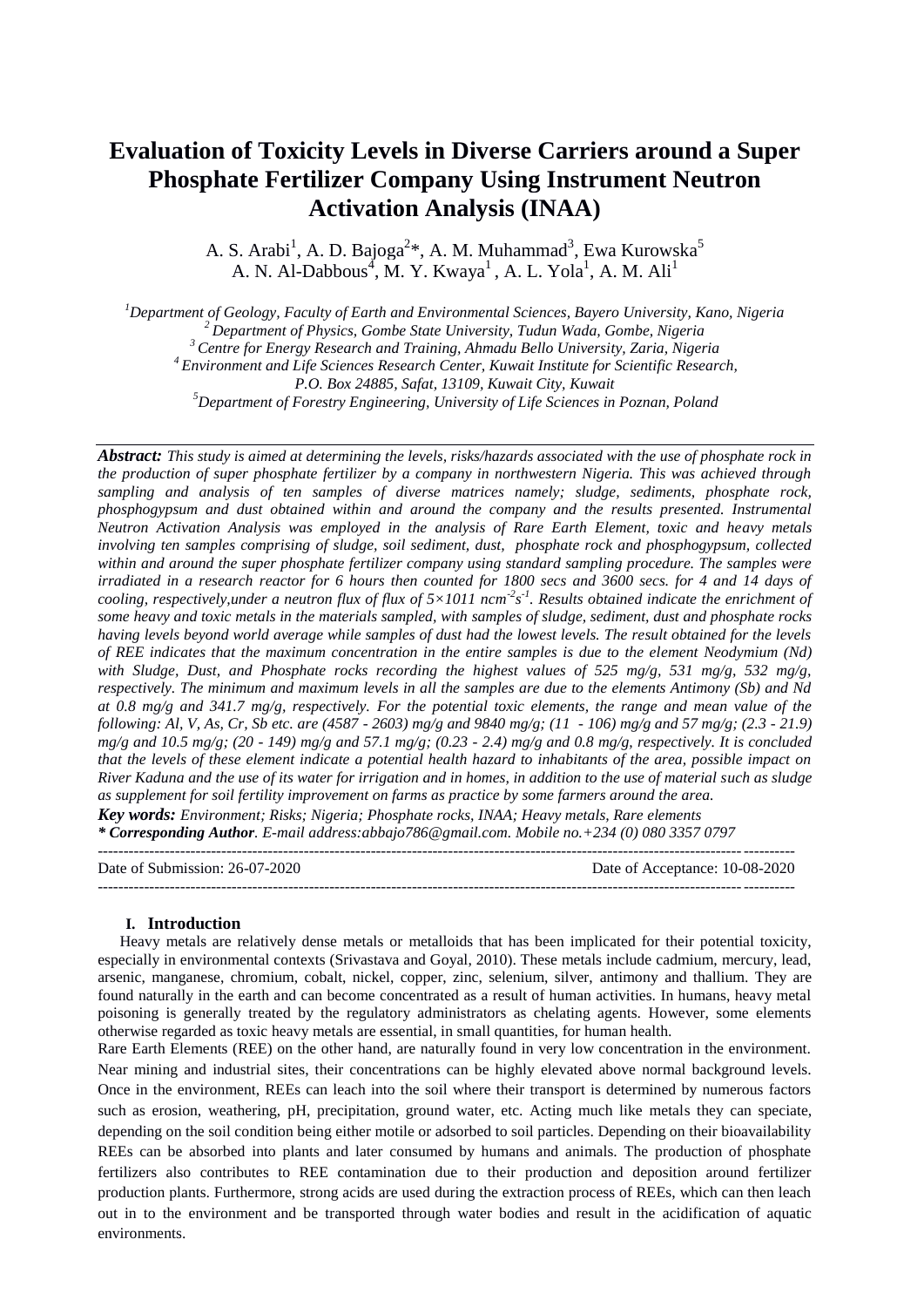# Evaluation of Toxicity Levels in Diverse Carriers around a Super Phosphate Fertilizer Company Using Instrument Neutron Activation Analysis (INAA)

A. S. Arabi[1], A. D. Bajoga[2]*, A. M. Muhammad[3], Ewa Kurowska[5]
A. N. Al-Dabbous[4], M. Y. Kwaya[1] , A. L. Yola[1], A. M. Ali[1]

[1]*Department of Geology, Faculty of Earth and Environmental Sciences, Bayero University, Kano, Nigeria*
[2]*Department of Physics, Gombe State University, Tudun Wada, Gombe, Nigeria*
[3]*Centre for Energy Research and Training, Ahmadu Bello University, Zaria, Nigeria*
[4]*Environment and Life Sciences Research Center, Kuwait Institute for Scientific Research, P.O. Box 24885, Safat, 13109, Kuwait City, Kuwait*
[5]*Department of Forestry Engineering, University of Life Sciences in Poznan, Poland*

---

***Abstract:*** *This study is aimed at determining the levels, risks/hazards associated with the use of phosphate rock in the production of super phosphate fertilizer by a company in northwestern Nigeria. This was achieved through sampling and analysis of ten samples of diverse matrices namely; sludge, sediments, phosphate rock, phosphogypsum and dust obtained within and around the company and the results presented. Instrumental Neutron Activation Analysis was employed in the analysis of Rare Earth Element, toxic and heavy metals involving ten samples comprising of sludge, soil sediment, dust, phosphate rock and phosphogypsum, collected within and around the super phosphate fertilizer company using standard sampling procedure. The samples were irradiated in a research reactor for 6 hours then counted for 1800 secs and 3600 secs. for 4 and 14 days of cooling, respectively,under a neutron flux of flux of 5×1011 ncm$^{-2}$s$^{-1}$. Results obtained indicate the enrichment of some heavy and toxic metals in the materials sampled, with samples of sludge, sediment, dust and phosphate rocks having levels beyond world average while samples of dust had the lowest levels. The result obtained for the levels of REE indicates that the maximum concentration in the entire samples is due to the element Neodymium (Nd) with Sludge, Dust, and Phosphate rocks recording the highest values of 525 mg/g, 531 mg/g, 532 mg/g, respectively. The minimum and maximum levels in all the samples are due to the elements Antimony (Sb) and Nd at 0.8 mg/g and 341.7 mg/g, respectively. For the potential toxic elements, the range and mean value of the following: Al, V, As, Cr, Sb etc. are (4587 - 2603) mg/g and 9840 mg/g; (11 - 106) mg/g and 57 mg/g; (2.3 - 21.9) mg/g and 10.5 mg/g; (20 - 149) mg/g and 57.1 mg/g; (0.23 - 2.4) mg/g and 0.8 mg/g, respectively. It is concluded that the levels of these element indicate a potential health hazard to inhabitants of the area, possible impact on River Kaduna and the use of its water for irrigation and in homes, in addition to the use of material such as sludge as supplement for soil fertility improvement on farms as practice by some farmers around the area.*

***Key words:*** *Environment; Risks; Nigeria; Phosphate rocks, INAA; Heavy metals, Rare elements*

***\* Corresponding Author****. E-mail address:abbajo786@gmail.com. Mobile no.+234 (0) 080 3357 0797*

---

Date of Submission: 26-07-2020 Date of Acceptance: 10-08-2020

---

## I. Introduction

Heavy metals are relatively dense metals or metalloids that has been implicated for their potential toxicity, especially in environmental contexts (Srivastava and Goyal, 2010). These metals include cadmium, mercury, lead, arsenic, manganese, chromium, cobalt, nickel, copper, zinc, selenium, silver, antimony and thallium. They are found naturally in the earth and can become concentrated as a result of human activities. In humans, heavy metal poisoning is generally treated by the regulatory administrators as chelating agents. However, some elements otherwise regarded as toxic heavy metals are essential, in small quantities, for human health.

Rare Earth Elements (REE) on the other hand, are naturally found in very low concentration in the environment. Near mining and industrial sites, their concentrations can be highly elevated above normal background levels. Once in the environment, REEs can leach into the soil where their transport is determined by numerous factors such as erosion, weathering, pH, precipitation, ground water, etc. Acting much like metals they can speciate, depending on the soil condition being either motile or adsorbed to soil particles. Depending on their bioavailability REEs can be absorbed into plants and later consumed by humans and animals. The production of phosphate fertilizers also contributes to REE contamination due to their production and deposition around fertilizer production plants. Furthermore, strong acids are used during the extraction process of REEs, which can then leach out in to the environment and be transported through water bodies and result in the acidification of aquatic environments.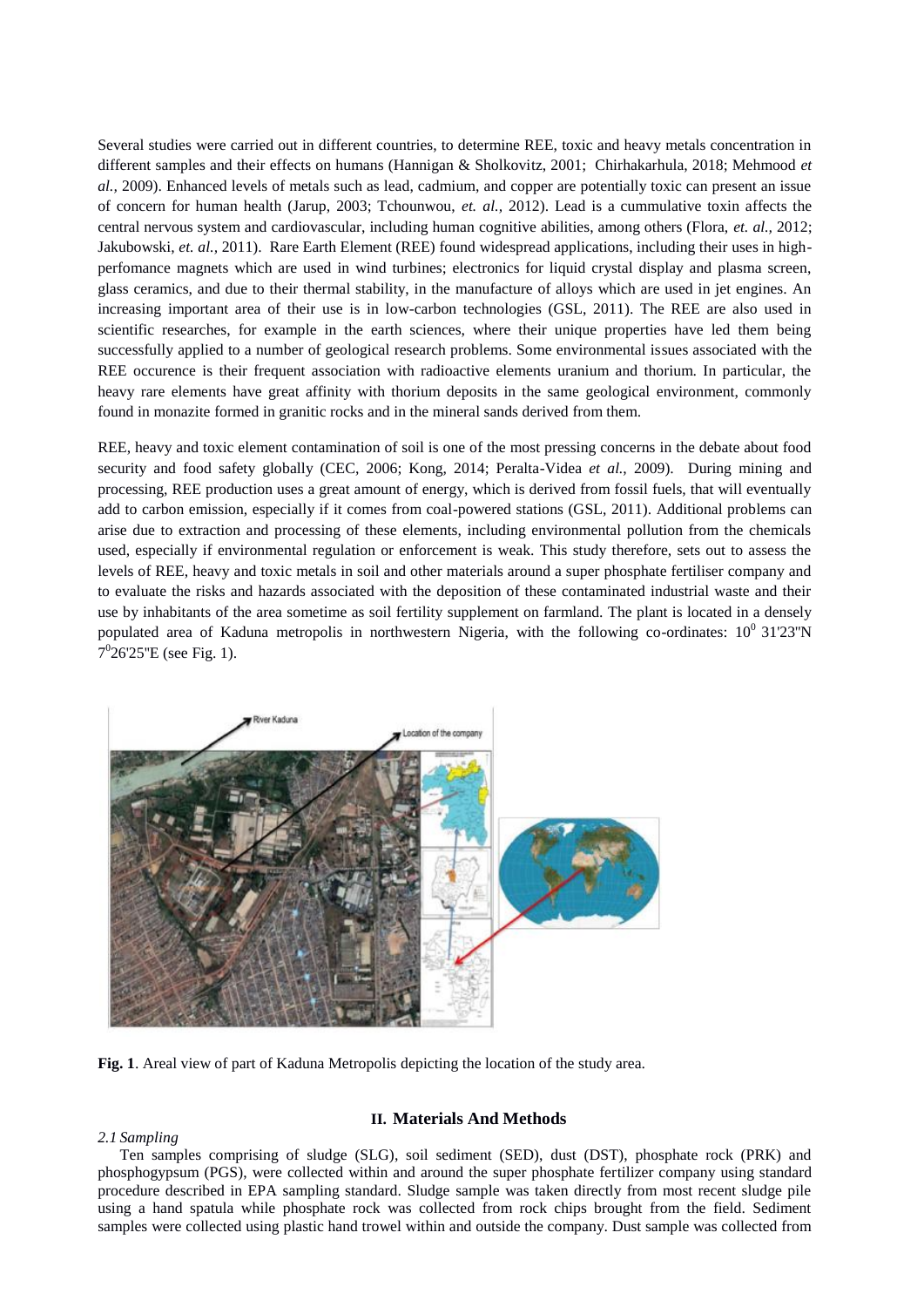Several studies were carried out in different countries, to determine REE, toxic and heavy metals concentration in different samples and their effects on humans (Hannigan & Sholkovitz, 2001; Chirhakarhula, 2018; Mehmood *et al.,* 2009). Enhanced levels of metals such as lead, cadmium, and copper are potentially toxic can present an issue of concern for human health (Jarup, 2003; Tchounwou, *et. al.,* 2012). Lead is a cummulative toxin affects the central nervous system and cardiovascular, including human cognitive abilities, among others (Flora, *et. al.,* 2012; Jakubowski, *et. al.,* 2011). Rare Earth Element (REE) found widespread applications, including their uses in high-perfomance magnets which are used in wind turbines; electronics for liquid crystal display and plasma screen, glass ceramics, and due to their thermal stability, in the manufacture of alloys which are used in jet engines. An increasing important area of their use is in low-carbon technologies (GSL, 2011). The REE are also used in scientific researches, for example in the earth sciences, where their unique properties have led them being successfully applied to a number of geological research problems. Some environmental issues associated with the REE occurence is their frequent association with radioactive elements uranium and thorium. In particular, the heavy rare elements have great affinity with thorium deposits in the same geological environment, commonly found in monazite formed in granitic rocks and in the mineral sands derived from them.

REE, heavy and toxic element contamination of soil is one of the most pressing concerns in the debate about food security and food safety globally (CEC, 2006; Kong, 2014; Peralta-Videa *et al.*, 2009). During mining and processing, REE production uses a great amount of energy, which is derived from fossil fuels, that will eventually add to carbon emission, especially if it comes from coal-powered stations (GSL, 2011). Additional problems can arise due to extraction and processing of these elements, including environmental pollution from the chemicals used, especially if environmental regulation or enforcement is weak. This study therefore, sets out to assess the levels of REE, heavy and toxic metals in soil and other materials around a super phosphate fertiliser company and to evaluate the risks and hazards associated with the deposition of these contaminated industrial waste and their use by inhabitants of the area sometime as soil fertility supplement on farmland. The plant is located in a densely populated area of Kaduna metropolis in northwestern Nigeria, with the following co-ordinates: $10^0$ 31'23"N $7^0$26'25"E (see Fig. 1).

**Fig. 1**. Areal view of part of Kaduna Metropolis depicting the location of the study area.

## II. Materials And Methods

### *2.1 Sampling*

Ten samples comprising of sludge (SLG), soil sediment (SED), dust (DST), phosphate rock (PRK) and phosphogypsum (PGS), were collected within and around the super phosphate fertilizer company using standard procedure described in EPA sampling standard. Sludge sample was taken directly from most recent sludge pile using a hand spatula while phosphate rock was collected from rock chips brought from the field. Sediment samples were collected using plastic hand trowel within and outside the company. Dust sample was collected from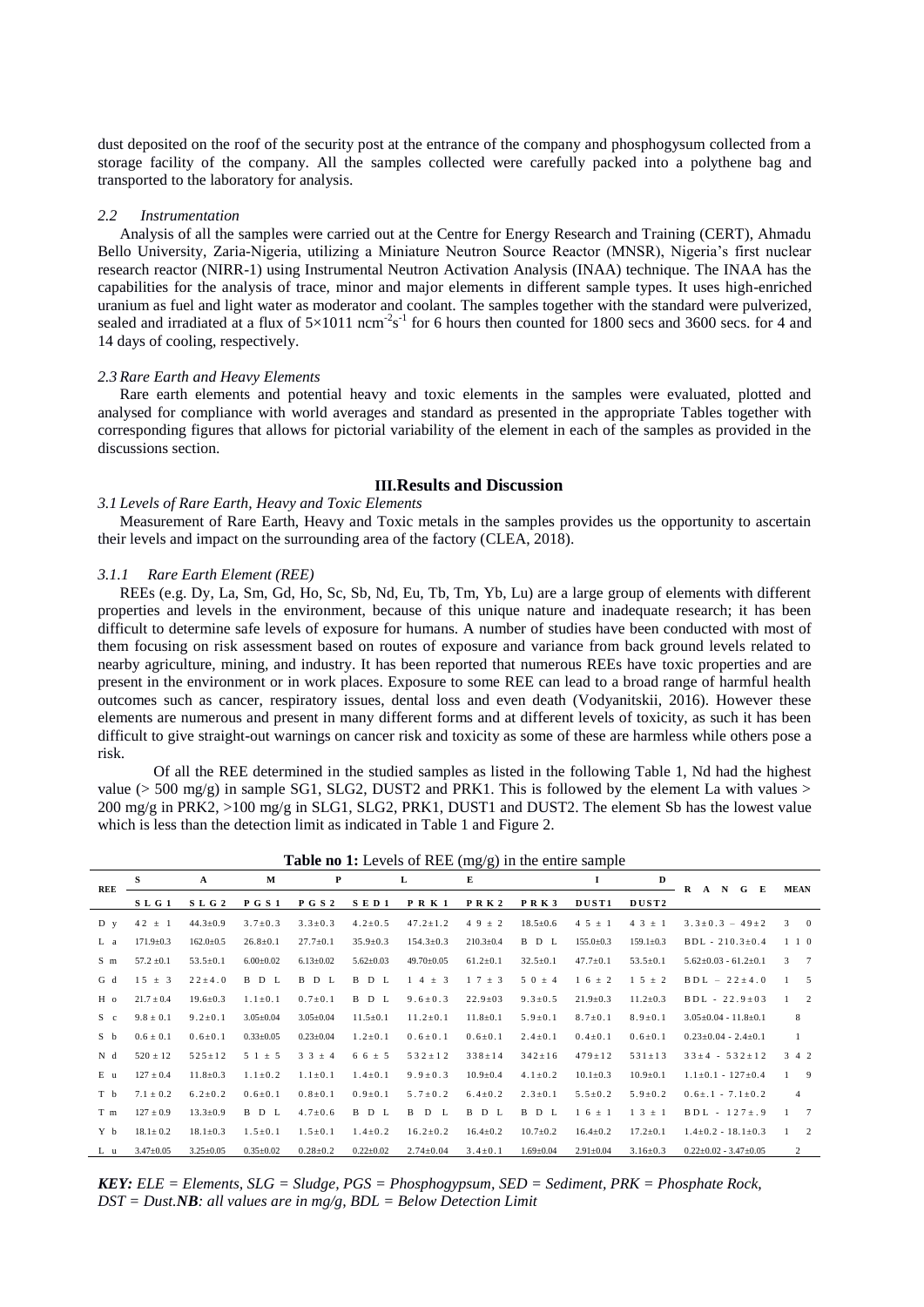dust deposited on the roof of the security post at the entrance of the company and phosphogysum collected from a storage facility of the company. All the samples collected were carefully packed into a polythene bag and transported to the laboratory for analysis.

### *2.2 Instrumentation*

Analysis of all the samples were carried out at the Centre for Energy Research and Training (CERT), Ahmadu Bello University, Zaria-Nigeria, utilizing a Miniature Neutron Source Reactor (MNSR), Nigeria's first nuclear research reactor (NIRR-1) using Instrumental Neutron Activation Analysis (INAA) technique. The INAA has the capabilities for the analysis of trace, minor and major elements in different sample types. It uses high-enriched uranium as fuel and light water as moderator and coolant. The samples together with the standard were pulverized, sealed and irradiated at a flux of $5\times1011$ $ncm^{-2}s^{-1}$ for 6 hours then counted for 1800 secs and 3600 secs. for 4 and 14 days of cooling, respectively.

### *2.3 Rare Earth and Heavy Elements*

Rare earth elements and potential heavy and toxic elements in the samples were evaluated, plotted and analysed for compliance with world averages and standard as presented in the appropriate Tables together with corresponding figures that allows for pictorial variability of the element in each of the samples as provided in the discussions section.

## III. Results and Discussion

### *3.1 Levels of Rare Earth, Heavy and Toxic Elements*

Measurement of Rare Earth, Heavy and Toxic metals in the samples provides us the opportunity to ascertain their levels and impact on the surrounding area of the factory (CLEA, 2018).

#### *3.1.1 Rare Earth Element (REE)*

REEs (e.g. Dy, La, Sm, Gd, Ho, Sc, Sb, Nd, Eu, Tb, Tm, Yb, Lu) are a large group of elements with different properties and levels in the environment, because of this unique nature and inadequate research; it has been difficult to determine safe levels of exposure for humans. A number of studies have been conducted with most of them focusing on risk assessment based on routes of exposure and variance from back ground levels related to nearby agriculture, mining, and industry. It has been reported that numerous REEs have toxic properties and are present in the environment or in work places. Exposure to some REE can lead to a broad range of harmful health outcomes such as cancer, respiratory issues, dental loss and even death (Vodyanitskii, 2016). However these elements are numerous and present in many different forms and at different levels of toxicity, as such it has been difficult to give straight-out warnings on cancer risk and toxicity as some of these are harmless while others pose a risk.

Of all the REE determined in the studied samples as listed in the following Table 1, Nd had the highest value (> 500 mg/g) in sample SG1, SLG2, DUST2 and PRK1. This is followed by the element La with values > 200 mg/g in PRK2, >100 mg/g in SLG1, SLG2, PRK1, DUST1 and DUST2. The element Sb has the lowest value which is less than the detection limit as indicated in Table 1 and Figure 2.

**Table no 1:** Levels of REE (mg/g) in the entire sample

| REE | S | A | M | P | | L | E | | I | D | RANGE | MEAN |
|---|---|---|---|---|---|---|---|---|---|---|---|---|
| | SLG1 | SLG2 | PGS1 | PGS2 | SED1 | PRK1 | PRK2 | PRK3 | DUST1 | DUST2 | | |
| Dy | 42 ± 1 | 44.3±0.9 | 3.7±0.3 | 3.3±0.3 | 4.2±0.5 | 47.2±1.2 | 49 ± 2 | 18.5±0.6 | 45 ± 1 | 43 ± 1 | 3.3±0.3 – 49±2 | 30 |
| La | 171.9±0.3 | 162.0±0.5 | 26.8±0.1 | 27.7±0.1 | 35.9±0.3 | 154.3±0.3 | 210.3±0.4 | BDL | 155.0±0.3 | 159.1±0.3 | BDL - 210.3±0.4 | 110 |
| Sm | 57.2 ±0.1 | 53.5±0.1 | 6.00±0.02 | 6.13±0.02 | 5.62±0.03 | 49.70±0.05 | 61.2±0.1 | 32.5±0.1 | 47.7±0.1 | 53.5±0.1 | 5.62±0.03 - 61.2±0.1 | 37 |
| Gd | 15 ± 3 | 22±4.0 | BDL | BDL | BDL | 14 ± 3 | 17 ± 3 | 50 ± 4 | 16 ± 2 | 15 ± 2 | BDL – 22±4.0 | 15 |
| Ho | 21.7 ± 0.4 | 19.6±0.3 | 1.1±0.1 | 0.7±0.1 | BDL | 9.6±0.3 | 22.9±03 | 9.3±0.5 | 21.9±0.3 | 11.2±0.3 | BDL - 22.9±03 | 12 |
| Sc | 9.8 ± 0.1 | 9.2±0.1 | 3.05±0.04 | 3.05±0.04 | 11.5±0.1 | 11.2±0.1 | 11.8±0.1 | 5.9±0.1 | 8.7±0.1 | 8.9±0.1 | 3.05±0.04 - 11.8±0.1 | 8 |
| Sb | 0.6 ± 0.1 | 0.6±0.1 | 0.33±0.05 | 0.23±0.04 | 1.2±0.1 | 0.6±0.1 | 0.6±0.1 | 2.4±0.1 | 0.4±0.1 | 0.6±0.1 | 0.23±0.04 - 2.4±0.1 | 1 |
| Nd | 520 ± 12 | 525±12 | 51 ± 5 | 33 ± 4 | 66 ± 5 | 532±12 | 338±14 | 342±16 | 479±12 | 531±13 | 33±4 - 532±12 | 342 |
| Eu | 127 ± 0.4 | 11.8±0.3 | 1.1±0.2 | 1.1±0.1 | 1.4±0.1 | 9.9±0.3 | 10.9±0.4 | 4.1±0.2 | 10.1±0.3 | 10.9±0.1 | 1.1±0.1 - 127±0.4 | 19 |
| Tb | 7.1 ± 0.2 | 6.2±0.2 | 0.6±0.1 | 0.8±0.1 | 0.9±0.1 | 5.7±0.2 | 6.4±0.2 | 2.3±0.1 | 5.5±0.2 | 5.9±0.2 | 0.6±.1 - 7.1±0.2 | 4 |
| Tm | 127 ± 0.9 | 13.3±0.9 | BDL | 4.7±0.6 | BDL | BDL | BDL | BDL | 16 ± 1 | 13 ± 1 | BDL - 127±.9 | 17 |
| Yb | 18.1± 0.2 | 18.1±0.3 | 1.5±0.1 | 1.5±0.1 | 1.4±0.2 | 16.2±0.2 | 16.4±0.2 | 10.7±0.2 | 16.4±0.2 | 17.2±0.1 | 1.4±0.2 - 18.1±0.3 | 12 |
| Lu | 3.47±0.05 | 3.25±0.05 | 0.35±0.02 | 0.28±0.2 | 0.22±0.02 | 2.74±0.04 | 3.4±0.1 | 1.69±0.04 | 2.91±0.04 | 3.16±0.3 | 0.22±0.02 - 3.47±0.05 | 2 |

***KEY:** ELE = Elements, SLG = Sludge, PGS = Phosphogypsum, SED = Sediment, PRK = Phosphate Rock, DST = Dust.**NB**: all values are in mg/g, BDL = Below Detection Limit*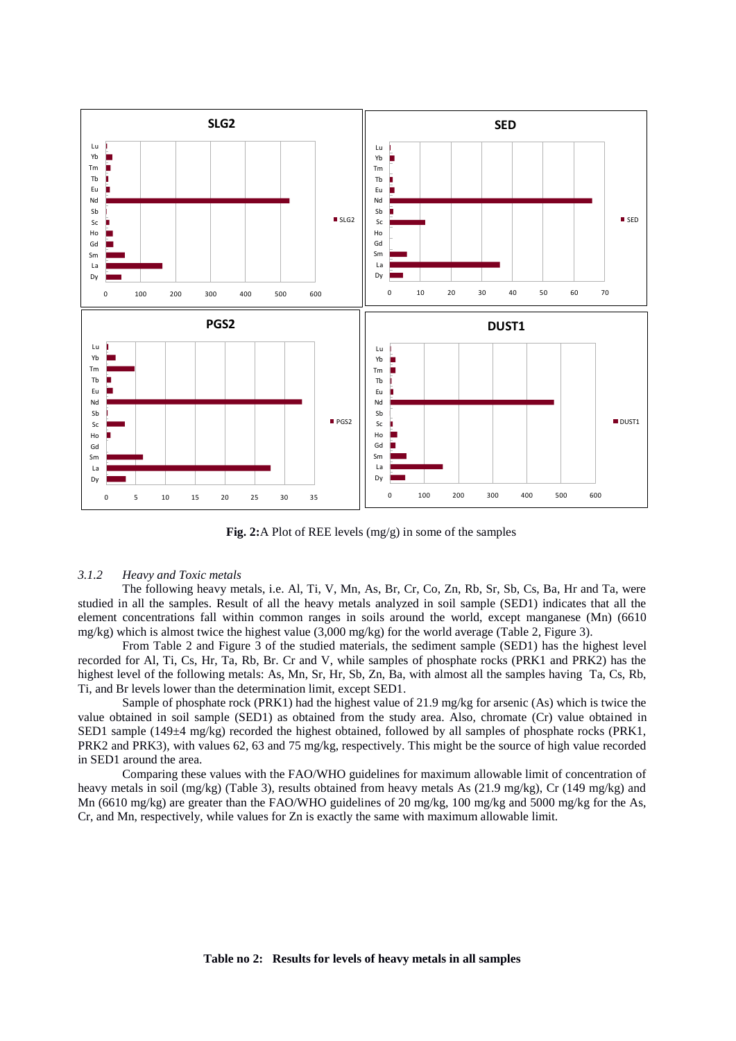**Fig. 2:**A Plot of REE levels (mg/g) in some of the samples

### 3.1.2 *Heavy and Toxic metals*

The following heavy metals, i.e. Al, Ti, V, Mn, As, Br, Cr, Co, Zn, Rb, Sr, Sb, Cs, Ba, Hr and Ta, were studied in all the samples. Result of all the heavy metals analyzed in soil sample (SED1) indicates that all the element concentrations fall within common ranges in soils around the world, except manganese (Mn) (6610 mg/kg) which is almost twice the highest value (3,000 mg/kg) for the world average (Table 2, Figure 3).

From Table 2 and Figure 3 of the studied materials, the sediment sample (SED1) has the highest level recorded for Al, Ti, Cs, Hr, Ta, Rb, Br. Cr and V, while samples of phosphate rocks (PRK1 and PRK2) has the highest level of the following metals: As, Mn, Sr, Hr, Sb, Zn, Ba, with almost all the samples having Ta, Cs, Rb, Ti, and Br levels lower than the determination limit, except SED1.

Sample of phosphate rock (PRK1) had the highest value of 21.9 mg/kg for arsenic (As) which is twice the value obtained in soil sample (SED1) as obtained from the study area. Also, chromate (Cr) value obtained in SED1 sample (149±4 mg/kg) recorded the highest obtained, followed by all samples of phosphate rocks (PRK1, PRK2 and PRK3), with values 62, 63 and 75 mg/kg, respectively. This might be the source of high value recorded in SED1 around the area.

Comparing these values with the FAO/WHO guidelines for maximum allowable limit of concentration of heavy metals in soil (mg/kg) (Table 3), results obtained from heavy metals As (21.9 mg/kg), Cr (149 mg/kg) and Mn (6610 mg/kg) are greater than the FAO/WHO guidelines of 20 mg/kg, 100 mg/kg and 5000 mg/kg for the As, Cr, and Mn, respectively, while values for Zn is exactly the same with maximum allowable limit.

**Table no 2: Results for levels of heavy metals in all samples**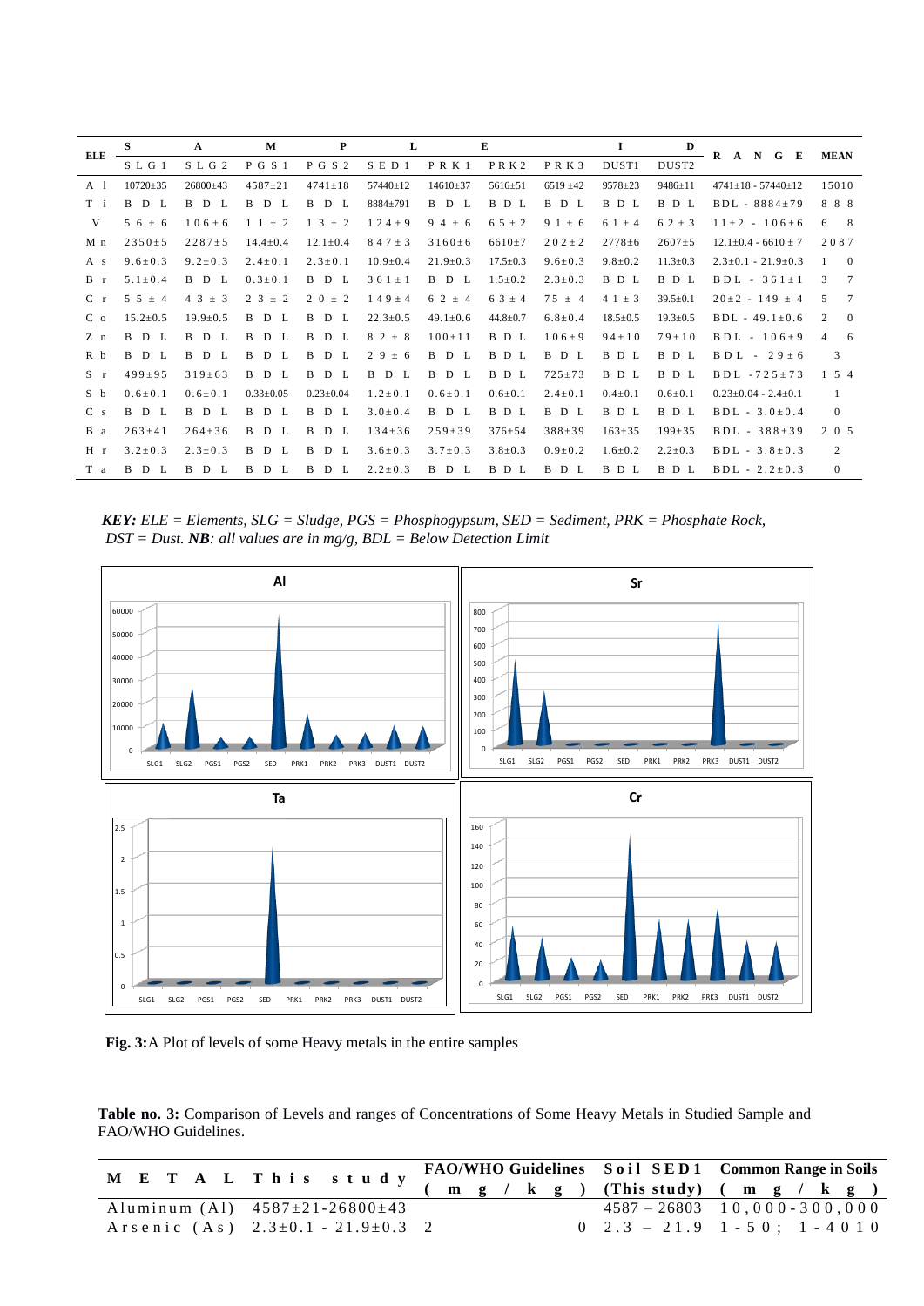| ELE | S | A | M | P | L | | E | | I | D | RANGE | MEAN |
|---|---|---|---|---|---|---|---|---|---|---|---|---|
| | SLG1 | SLG2 | PGS1 | PGS2 | SED1 | PRK1 | PRK2 | PRK3 | DUST1 | DUST2 | | |
| Al | 10720±35 | 26800±43 | 4587±21 | 4741±18 | 57440±12 | 14610±37 | 5616±51 | 6519±42 | 9578±23 | 9486±11 | 4741±18 - 57440±12 | 15010 |
| Ti | BDL | BDL | BDL | BDL | 8884±791 | BDL | BDL | BDL | BDL | BDL | BDL - 8884±79 | 888 |
| V | 56±6 | 106±6 | 11±2 | 13±2 | 124±9 | 94±6 | 65±2 | 91±6 | 61±4 | 62±3 | 11±2 - 106±6 | 68 |
| Mn | 2350±5 | 2287±5 | 14.4±0.4 | 12.1±0.4 | 847±3 | 3160±6 | 6610±7 | 202±2 | 2778±6 | 2607±5 | 12.1±0.4 - 6610±7 | 2087 |
| As | 9.6±0.3 | 9.2±0.3 | 2.4±0.1 | 2.3±0.1 | 10.9±0.4 | 21.9±0.3 | 17.5±0.3 | 9.6±0.3 | 9.8±0.2 | 11.3±0.3 | 2.3±0.1 - 21.9±0.3 | 10 |
| Br | 5.1±0.4 | BDL | 0.3±0.1 | BDL | 361±1 | BDL | 1.5±0.2 | 2.3±0.3 | BDL | BDL | BDL - 361±1 | 37 |
| Cr | 55±4 | 43±3 | 23±2 | 20±2 | 149±4 | 62±4 | 63±4 | 75±4 | 41±3 | 39.5±0.1 | 20±2 - 149±4 | 57 |
| Co | 15.2±0.5 | 19.9±0.5 | BDL | BDL | 22.3±0.5 | 49.1±0.6 | 44.8±0.7 | 6.8±0.4 | 18.5±0.5 | 19.3±0.5 | BDL - 49.1±0.6 | 20 |
| Zn | BDL | BDL | BDL | BDL | 82±8 | 100±11 | BDL | 106±9 | 94±10 | 79±10 | BDL - 106±9 | 46 |
| Rb | BDL | BDL | BDL | BDL | 29±6 | BDL | BDL | BDL | BDL | BDL | BDL - 29±6 | 3 |
| Sr | 499±95 | 319±63 | BDL | BDL | BDL | BDL | BDL | 725±73 | BDL | BDL | BDL - 725±73 | 154 |
| Sb | 0.6±0.1 | 0.6±0.1 | 0.33±0.05 | 0.23±0.04 | 1.2±0.1 | 0.6±0.1 | 0.6±0.1 | 2.4±0.1 | 0.4±0.1 | 0.6±0.1 | 0.23±0.04 - 2.4±0.1 | 1 |
| Cs | BDL | BDL | BDL | BDL | 3.0±0.4 | BDL | BDL | BDL | BDL | BDL | BDL - 3.0±0.4 | 0 |
| Ba | 263±41 | 264±36 | BDL | BDL | 134±36 | 259±39 | 376±54 | 388±39 | 163±35 | 199±35 | BDL - 388±39 | 205 |
| Hr | 3.2±0.3 | 2.3±0.3 | BDL | BDL | 3.6±0.3 | 3.7±0.3 | 3.8±0.3 | 0.9±0.2 | 1.6±0.2 | 2.2±0.3 | BDL - 3.8±0.3 | 2 |
| Ta | BDL | BDL | BDL | BDL | 2.2±0.3 | BDL | BDL | BDL | BDL | BDL | BDL - 2.2±0.3 | 0 |

***KEY:*** *ELE = Elements, SLG = Sludge, PGS = Phosphogypsum, SED = Sediment, PRK = Phosphate Rock, DST = Dust.* ***NB****: all values are in mg/g, BDL = Below Detection Limit*

**Fig. 3:** A Plot of levels of some Heavy metals in the entire samples

**Table no. 3:** Comparison of Levels and ranges of Concentrations of Some Heavy Metals in Studied Sample and FAO/WHO Guidelines.

| METAL | This study | FAO/WHO Guidelines (mg/kg) | Soil SED1 (This study) | Common Range in Soils (mg/kg) |
|---|---|---|---|---|
| Aluminum (Al) | 4587±21-26800±43 | | 4587 – 26803 | 10,000-300,000 |
| Arsenic (As) | 2.3±0.1 - 21.9±0.3 | 20 | 2.3 – 21.9 | 1-50; 1-4010 |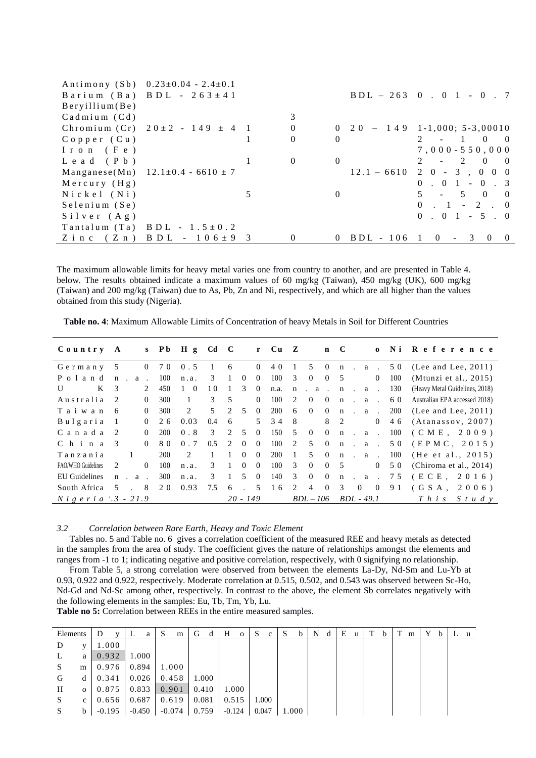| Element | | | | | Range (this study) | |
|---|---|---|---|---|---|---|
| Antimony (Sb) | 0.23±0.04 - 2.4±0.1 | | | | | |
| Barium (Ba) | BDL - 263±41 | | | | BDL – 263 | 0.01 - 0.7 |
| Beryllium(Be) | | | | | | |
| Cadmium (Cd) | | | 3 | | | |
| Chromium (Cr) | 20±2 - 149 ± 4 | 1 | 0 | 0 | 20 – 149 | 1-1,000; 5-3,00010 |
| Copper (Cu) | | 1 | 0 | 0 | | 2 - 100 |
| Iron (Fe) | | | | | | 7,000-550,000 |
| Lead (Pb) | | 1 | 0 | 0 | | 2 - 200 |
| Manganese(Mn) | 12.1±0.4 - 6610 ± 7 | | | | 12.1 – 6610 | 20 - 3,000 |
| Mercury (Hg) | | | | | | 0.01 - 0.3 |
| Nickel (Ni) | | | 5 | 0 | | 5 - 500 |
| Selenium (Se) | | | | | | 0.1 - 2.0 |
| Silver (Ag) | | | | | | 0.01 - 5.0 |
| Tantalum (Ta) | BDL - 1.5±0.2 | | | | | |
| Zinc (Zn) | BDL - 106±9 | 3 | 0 | 0 | BDL - 106 | 10 - 300 |

The maximum allowable limits for heavy metal varies one from country to another, and are presented in Table 4. below. The results obtained indicate a maximum values of 60 mg/kg (Taiwan), 450 mg/kg (UK), 600 mg/kg (Taiwan) and 200 mg/kg (Taiwan) due to As, Pb, Zn and Ni, respectively, and which are all higher than the values obtained from this study (Nigeria).

**Table no. 4**: Maximum Allowable Limits of Concentration of heavy Metals in Soil for Different Countries

| Country | As | Pb | Hg | Cd | Cr | Cu | Zn | Co | Ni | Reference |
|---|---|---|---|---|---|---|---|---|---|---|
| Germany | 50 | 70 | 0.5 | 1 | 60 | 40 | 150 | n.a. | 50 | (Lee and Lee, 2011) |
| Poland | n.a. | 100 | n.a. | 3 | 100 | 100 | 300 | 50 | 100 | (Mtunzi et al., 2015) |
| UK | 32 | 450 | 10 | 10 | 130 | n.a. | n.a. | n.a. | 130 | (Heavy Metal Guidelines, 2018) |
| Australia | 20 | 300 | 1 | 3 | 50 | 100 | 200 | n.a. | 60 | Australian EPA accessed 2018) |
| Taiwan | 60 | 300 | 2 | 5 | 250 | 200 | 600 | n.a. | 200 | (Lee and Lee, 2011) |
| Bulgaria | 10 | 26 | 0.03 | 0.4 | 65 | 34 | 88 | 20 | 46 | (Atanassov, 2007) |
| Canada | 20 | 200 | 0.8 | 3 | 250 | 150 | 500 | n.a. | 100 | (CME, 2009) |
| China | 30 | 80 | 0.7 | 0.5 | 200 | 100 | 250 | n.a. | 50 | (EPMC, 2015) |
| Tanzania | 1 | 200 | 2 | 1 | 100 | 200 | 150 | n.a. | 100 | (He et al., 2015) |
| FAO/WHO Guidelines | 20 | 100 | n.a. | 3 | 100 | 100 | 300 | 50 | 50 | (Chiroma et al., 2014) |
| EU Guidelines | n.a. | 300 | n.a. | 3 | 150 | 140 | 300 | n.a. | 75 | (ECE, 2016) |
| South Africa | 5.8 | 20 | 0.93 | 7.5 | 6.5 | 16 | 240 | 300 | 91 | (GSA, 2006) |
| Nigeria | .3 - 21.9 | | | | 20 - 149 | | BDL – 106 | | BDL - 49.1 | This Study |

*3.2 Correlation between Rare Earth, Heavy and Toxic Element*

Tables no. 5 and Table no. 6 gives a correlation coefficient of the measured REE and heavy metals as detected in the samples from the area of study. The coefficient gives the nature of relationships amongst the elements and ranges from -1 to 1; indicating negative and positive correlation, respectively, with 0 signifying no relationship.

From Table 5, a strong correlation were observed from between the elements La-Dy, Nd-Sm and Lu-Yb at 0.93, 0.922 and 0.922, respectively. Moderate correlation at 0.515, 0.502, and 0.543 was observed between Sc-Ho, Nd-Gd and Nd-Sc among other, respectively. In contrast to the above, the element Sb correlates negatively with the following elements in the samples: Eu, Tb, Tm, Yb, Lu.

**Table no 5:** Correlation between REEs in the entire measured samples.

| Elements | Dy | La | Sm | Gd | Ho | Sc | Sb | Nd | Eu | Tb | Tm | Yb | Lu |
|---|---|---|---|---|---|---|---|---|---|---|---|---|---|
| Dy | 1.000 | | | | | | | | | | | | |
| La | 0.932 | 1.000 | | | | | | | | | | | |
| Sm | 0.976 | 0.894 | 1.000 | | | | | | | | | | |
| Gd | 0.341 | 0.026 | 0.458 | 1.000 | | | | | | | | | |
| Ho | 0.875 | 0.833 | 0.901 | 0.410 | 1.000 | | | | | | | | |
| Sc | 0.656 | 0.687 | 0.619 | 0.081 | 0.515 | 1.000 | | | | | | | |
| Sb | -0.195 | -0.450 | -0.074 | 0.759 | -0.124 | 0.047 | 1.000 | | | | | | |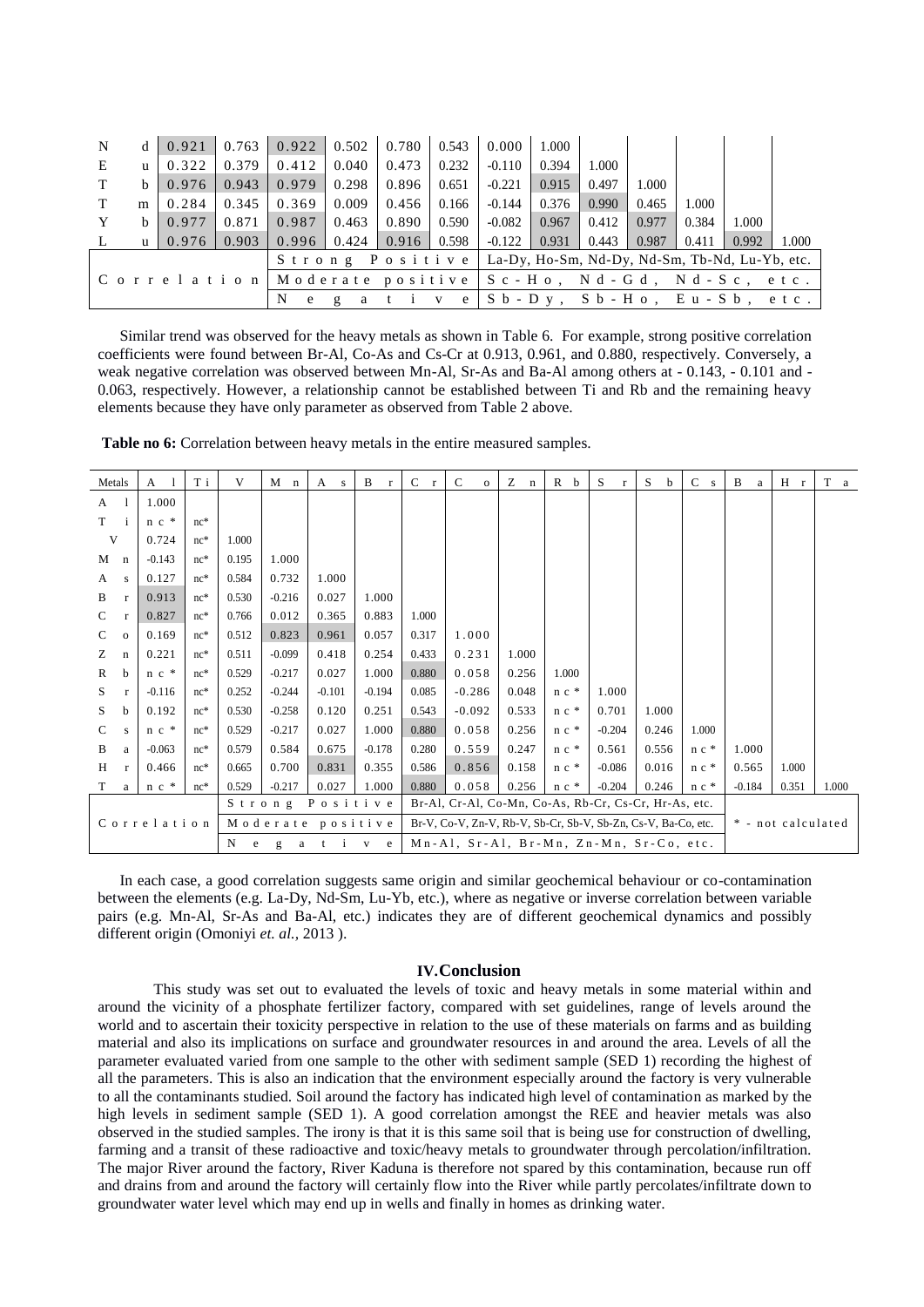| | | | | | | | | | | | | | | |
|---|---|---|---|---|---|---|---|---|---|---|---|---|---|---|
| Nd | 0.921 | 0.763 | 0.922 | 0.502 | 0.780 | 0.543 | 0.000 | 1.000 | | | | | | |
| Eu | 0.322 | 0.379 | 0.412 | 0.040 | 0.473 | 0.232 | -0.110 | 0.394 | 1.000 | | | | | |
| Tb | 0.976 | 0.943 | 0.979 | 0.298 | 0.896 | 0.651 | -0.221 | 0.915 | 0.497 | 1.000 | | | | |
| Tm | 0.284 | 0.345 | 0.369 | 0.009 | 0.456 | 0.166 | -0.144 | 0.376 | 0.990 | 0.465 | 1.000 | | | |
| Yb | 0.977 | 0.871 | 0.987 | 0.463 | 0.890 | 0.590 | -0.082 | 0.967 | 0.412 | 0.977 | 0.384 | 1.000 | | |
| Lu | 0.976 | 0.903 | 0.996 | 0.424 | 0.916 | 0.598 | -0.122 | 0.931 | 0.443 | 0.987 | 0.411 | 0.992 | 1.000 | |
| Correlation | | | Strong Positive | | | | La-Dy, Ho-Sm, Nd-Dy, Nd-Sm, Tb-Nd, Lu-Yb, etc. | | | | | | | |
| | | | Moderate positive | | | | Sc-Ho, Nd-Gd, Nd-Sc, etc. | | | | | | | |
| | | | Negative | | | | Sb-Dy, Sb-Ho, Eu-Sb, etc. | | | | | | | |

Similar trend was observed for the heavy metals as shown in Table 6. For example, strong positive correlation coefficients were found between Br-Al, Co-As and Cs-Cr at 0.913, 0.961, and 0.880, respectively. Conversely, a weak negative correlation was observed between Mn-Al, Sr-As and Ba-Al among others at - 0.143, - 0.101 and - 0.063, respectively. However, a relationship cannot be established between Ti and Rb and the remaining heavy elements because they have only parameter as observed from Table 2 above.

**Table no 6:** Correlation between heavy metals in the entire measured samples.

| Metals | Al | Ti | V | Mn | As | Br | Cr | Co | Zn | Rb | Sr | Sb | Cs | Ba | Hr | Ta |
|---|---|---|---|---|---|---|---|---|---|---|---|---|---|---|---|---|
| Al | 1.000 | | | | | | | | | | | | | | | |
| Ti | nc* | nc* | | | | | | | | | | | | | | |
| V | 0.724 | nc* | 1.000 | | | | | | | | | | | | | |
| Mn | -0.143 | nc* | 0.195 | 1.000 | | | | | | | | | | | | |
| As | 0.127 | nc* | 0.584 | 0.732 | 1.000 | | | | | | | | | | | |
| Br | 0.913 | nc* | 0.530 | -0.216 | 0.027 | 1.000 | | | | | | | | | | |
| Cr | 0.827 | nc* | 0.766 | 0.012 | 0.365 | 0.883 | 1.000 | | | | | | | | | |
| Co | 0.169 | nc* | 0.512 | 0.823 | 0.961 | 0.057 | 0.317 | 1.000 | | | | | | | | |
| Zn | 0.221 | nc* | 0.511 | -0.099 | 0.418 | 0.254 | 0.433 | 0.231 | 1.000 | | | | | | | |
| Rb | nc* | nc* | 0.529 | -0.217 | 0.027 | 1.000 | 0.880 | 0.058 | 0.256 | 1.000 | | | | | | |
| Sr | -0.116 | nc* | 0.252 | -0.244 | -0.101 | -0.194 | 0.085 | -0.286 | 0.048 | nc* | 1.000 | | | | | |
| Sb | 0.192 | nc* | 0.530 | -0.258 | 0.120 | 0.251 | 0.543 | -0.092 | 0.533 | nc* | 0.701 | 1.000 | | | | |
| Cs | nc* | nc* | 0.529 | -0.217 | 0.027 | 1.000 | 0.880 | 0.058 | 0.256 | nc* | -0.204 | 0.246 | 1.000 | | | |
| Ba | -0.063 | nc* | 0.579 | 0.584 | 0.675 | -0.178 | 0.280 | 0.559 | 0.247 | nc* | 0.561 | 0.556 | nc* | 1.000 | | |
| Hr | 0.466 | nc* | 0.665 | 0.700 | 0.831 | 0.355 | 0.586 | 0.856 | 0.158 | nc* | -0.086 | 0.016 | nc* | 0.565 | 1.000 | |
| Ta | nc* | nc* | 0.529 | -0.217 | 0.027 | 1.000 | 0.880 | 0.058 | 0.256 | nc* | -0.204 | 0.246 | nc* | -0.184 | 0.351 | 1.000 |
| Correlation | | | Strong Positive | | | | Br-Al, Cr-Al, Co-Mn, Co-As, Rb-Cr, Cs-Cr, Hr-As, etc. | | | | | | | * - not calculated | | |
| | | | Moderate positive | | | | Br-V, Co-V, Zn-V, Rb-V, Sb-Cr, Sb-V, Sb-Zn, Cs-V, Ba-Co, etc. | | | | | | | | | |
| | | | Negative | | | | Mn-Al, Sr-Al, Br-Mn, Zn-Mn, Sr-Co, etc. | | | | | | | | | |

In each case, a good correlation suggests same origin and similar geochemical behaviour or co-contamination between the elements (e.g. La-Dy, Nd-Sm, Lu-Yb, etc.), where as negative or inverse correlation between variable pairs (e.g. Mn-Al, Sr-As and Ba-Al, etc.) indicates they are of different geochemical dynamics and possibly different origin (Omoniyi *et. al.,* 2013 ).

## IV. Conclusion

This study was set out to evaluated the levels of toxic and heavy metals in some material within and around the vicinity of a phosphate fertilizer factory, compared with set guidelines, range of levels around the world and to ascertain their toxicity perspective in relation to the use of these materials on farms and as building material and also its implications on surface and groundwater resources in and around the area. Levels of all the parameter evaluated varied from one sample to the other with sediment sample (SED 1) recording the highest of all the parameters. This is also an indication that the environment especially around the factory is very vulnerable to all the contaminants studied. Soil around the factory has indicated high level of contamination as marked by the high levels in sediment sample (SED 1). A good correlation amongst the REE and heavier metals was also observed in the studied samples. The irony is that it is this same soil that is being use for construction of dwelling, farming and a transit of these radioactive and toxic/heavy metals to groundwater through percolation/infiltration. The major River around the factory, River Kaduna is therefore not spared by this contamination, because run off and drains from and around the factory will certainly flow into the River while partly percolates/infiltrate down to groundwater water level which may end up in wells and finally in homes as drinking water.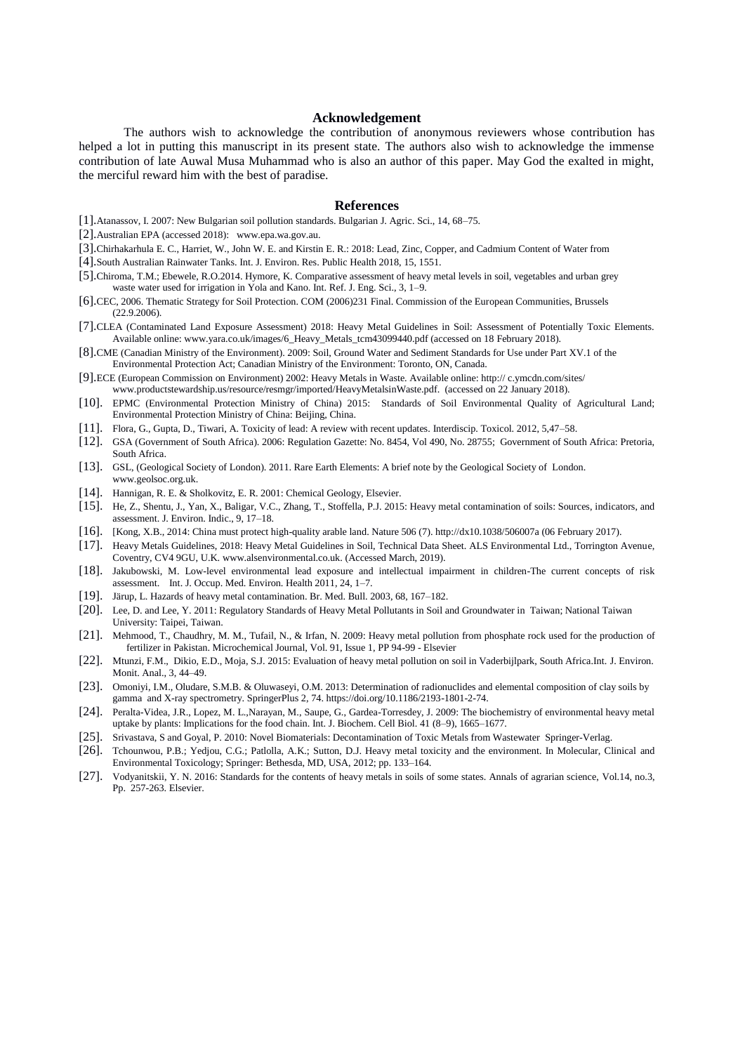## Acknowledgement

The authors wish to acknowledge the contribution of anonymous reviewers whose contribution has helped a lot in putting this manuscript in its present state. The authors also wish to acknowledge the immense contribution of late Auwal Musa Muhammad who is also an author of this paper. May God the exalted in might, the merciful reward him with the best of paradise.

## References

[1]. Atanassov, I. 2007: New Bulgarian soil pollution standards. Bulgarian J. Agric. Sci., 14, 68–75.

[2]. Australian EPA (accessed 2018): www.epa.wa.gov.au.

[3]. Chirhakarhula E. C., Harriet, W., John W. E. and Kirstin E. R.: 2018: Lead, Zinc, Copper, and Cadmium Content of Water from

[4]. South Australian Rainwater Tanks. Int. J. Environ. Res. Public Health 2018, 15, 1551.

[5]. Chiroma, T.M.; Ebewele, R.O.2014. Hymore, K. Comparative assessment of heavy metal levels in soil, vegetables and urban grey waste water used for irrigation in Yola and Kano. Int. Ref. J. Eng. Sci., 3, 1–9.

[6]. CEC, 2006. Thematic Strategy for Soil Protection. COM (2006)231 Final. Commission of the European Communities, Brussels (22.9.2006).

[7]. CLEA (Contaminated Land Exposure Assessment) 2018: Heavy Metal Guidelines in Soil: Assessment of Potentially Toxic Elements. Available online: www.yara.co.uk/images/6_Heavy_Metals_tcm43099440.pdf (accessed on 18 February 2018).

[8]. CME (Canadian Ministry of the Environment). 2009: Soil, Ground Water and Sediment Standards for Use under Part XV.1 of the Environmental Protection Act; Canadian Ministry of the Environment: Toronto, ON, Canada.

[9]. ECE (European Commission on Environment) 2002: Heavy Metals in Waste. Available online: http:// c.ymcdn.com/sites/ www.productstewardship.us/resource/resmgr/imported/HeavyMetalsinWaste.pdf. (accessed on 22 January 2018).

[10]. EPMC (Environmental Protection Ministry of China) 2015: Standards of Soil Environmental Quality of Agricultural Land; Environmental Protection Ministry of China: Beijing, China.

[11]. Flora, G., Gupta, D., Tiwari, A. Toxicity of lead: A review with recent updates. Interdiscip. Toxicol. 2012, 5,47–58.

[12]. GSA (Government of South Africa). 2006: Regulation Gazette: No. 8454, Vol 490, No. 28755; Government of South Africa: Pretoria, South Africa.

[13]. GSL, (Geological Society of London). 2011. Rare Earth Elements: A brief note by the Geological Society of London. www.geolsoc.org.uk.

[14]. Hannigan, R. E. & Sholkovitz, E. R. 2001: Chemical Geology, Elsevier.

[15]. He, Z., Shentu, J., Yan, X., Baligar, V.C., Zhang, T., Stoffella, P.J. 2015: Heavy metal contamination of soils: Sources, indicators, and assessment. J. Environ. Indic., 9, 17–18.

[16]. [Kong, X.B., 2014: China must protect high-quality arable land. Nature 506 (7). http://dx10.1038/506007a (06 February 2017).

[17]. Heavy Metals Guidelines, 2018: Heavy Metal Guidelines in Soil, Technical Data Sheet. ALS Environmental Ltd., Torrington Avenue, Coventry, CV4 9GU, U.K. www.alsenvironmental.co.uk. (Accessed March, 2019).

[18]. Jakubowski, M. Low-level environmental lead exposure and intellectual impairment in children-The current concepts of risk assessment. Int. J. Occup. Med. Environ. Health 2011, 24, 1–7.

[19]. Järup, L. Hazards of heavy metal contamination. Br. Med. Bull. 2003, 68, 167–182.

[20]. Lee, D. and Lee, Y. 2011: Regulatory Standards of Heavy Metal Pollutants in Soil and Groundwater in Taiwan; National Taiwan University: Taipei, Taiwan.

[21]. Mehmood, T., Chaudhry, M. M., Tufail, N., & Irfan, N. 2009: Heavy metal pollution from phosphate rock used for the production of fertilizer in Pakistan. Microchemical Journal, Vol. 91, Issue 1, PP 94-99 - Elsevier

[22]. Mtunzi, F.M., Dikio, E.D., Moja, S.J. 2015: Evaluation of heavy metal pollution on soil in Vaderbijlpark, South Africa.Int. J. Environ. Monit. Anal., 3, 44–49.

[23]. Omoniyi, I.M., Oludare, S.M.B. & Oluwaseyi, O.M. 2013: Determination of radionuclides and elemental composition of clay soils by gamma and X-ray spectrometry. SpringerPlus 2, 74. https://doi.org/10.1186/2193-1801-2-74.

[24]. Peralta-Videa, J.R., Lopez, M. L.,Narayan, M., Saupe, G., Gardea-Torresdey, J. 2009: The biochemistry of environmental heavy metal uptake by plants: Implications for the food chain. Int. J. Biochem. Cell Biol. 41 (8–9), 1665–1677.

[25]. Srivastava, S and Goyal, P. 2010: Novel Biomaterials: Decontamination of Toxic Metals from Wastewater Springer-Verlag.

[26]. Tchounwou, P.B.; Yedjou, C.G.; Patlolla, A.K.; Sutton, D.J. Heavy metal toxicity and the environment. In Molecular, Clinical and Environmental Toxicology; Springer: Bethesda, MD, USA, 2012; pp. 133–164.

[27]. Vodyanitskii, Y. N. 2016: Standards for the contents of heavy metals in soils of some states. Annals of agrarian science, Vol.14, no.3, Pp. 257-263. Elsevier.